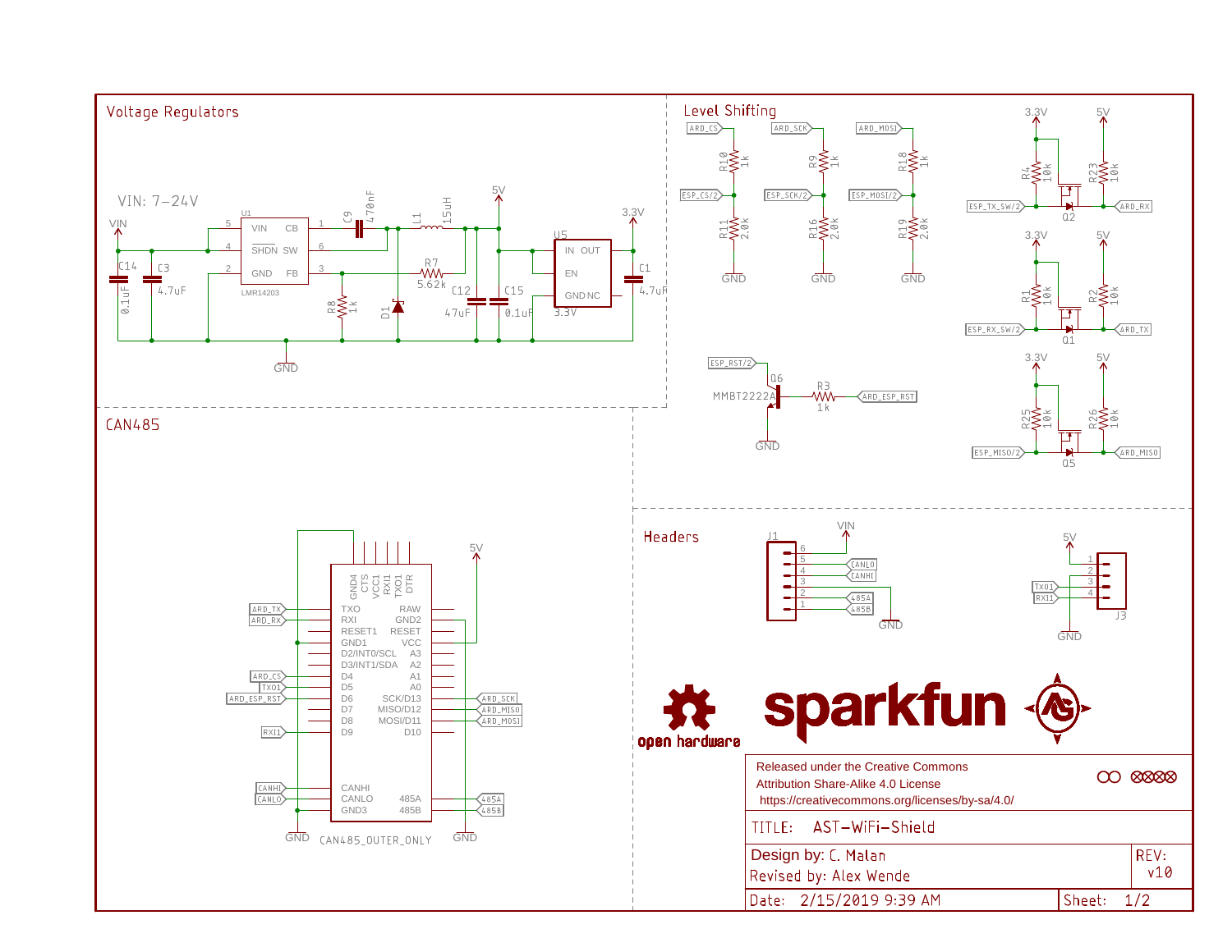## Voltage Regulators

VIN: 7-24V

VIN

U1 LMR14203: VIN, SHDN, GND, CB, SW, FB (pins 5, 4, 2, 1, 6, 3)

C14 0.1uF, C3 4.7uF, C9 470nF, L1 15uH, R7 5.62k, R8 1k, D1, C12 47uF, C15 0.1uF

5V

U5 3.3V: IN, OUT, EN, GND, NC

3.3V

C1 4.7uF

GND

## Level Shifting

ARD_CS — R10 1k — ESP_CS/2 — R11 2.0k — GND

ARD_SCK — R9 1k — ESP_SCK/2 — R16 2.0k — GND

ARD_MOSI — R18 1k — ESP_MOSI/2 — R19 2.0k — GND

3.3V, 5V: R4 10k, R23 10k, Q2 — ESP_TX_SW/2, ARD_RX

3.3V, 5V: R1 10k, R2 10k, Q1 — ESP_RX_SW/2, ARD_TX

3.3V, 5V: R25 10k, R26 10k, Q5 — ESP_MISO/2, ARD_MISO

ESP_RST/2 — Q6 MMBT2222A — R3 1k — ARD_ESP_RST; GND

## CAN485

CAN485_OUTER_ONLY: GND4, CTS, VCC1, RXI1, TXO1, DTR

TXO, RXI, RESET1, GND1, D2/INT0/SCL, D3/INT1/SDA, D4, D5, D6, D7, D8, D9, CANHI, CANLO, GND3

RAW, GND2, RESET, VCC, A3, A2, A1, A0, SCK/D13, MISO/D12, MOSI/D11, D10, 485A, 485B

ARD_TX, ARD_RX, ARD_CS, TXO1, ARD_ESP_RST, RXI1, CANHI, CANLO, ARD_SCK, ARD_MISO, ARD_MOSI, 485A, 485B, 5V, GND

## Headers

J1: 6 VIN, 5 CANLO, 4 CANHI, 3, 2 485A, 1 485B, GND

J3: 1 5V, 2, 3 TXO1, 4 RXI1, GND

open hardware

sparkfun

Released under the Creative Commons Attribution Share-Alike 4.0 License
https://creativecommons.org/licenses/by-sa/4.0/

| TITLE: AST-WiFi-Shield | |
|---|---|
| Design by: C. Malan<br>Revised by: Alex Wende | REV: v10 |
| Date: 2/15/2019 9:39 AM | Sheet: 1/2 |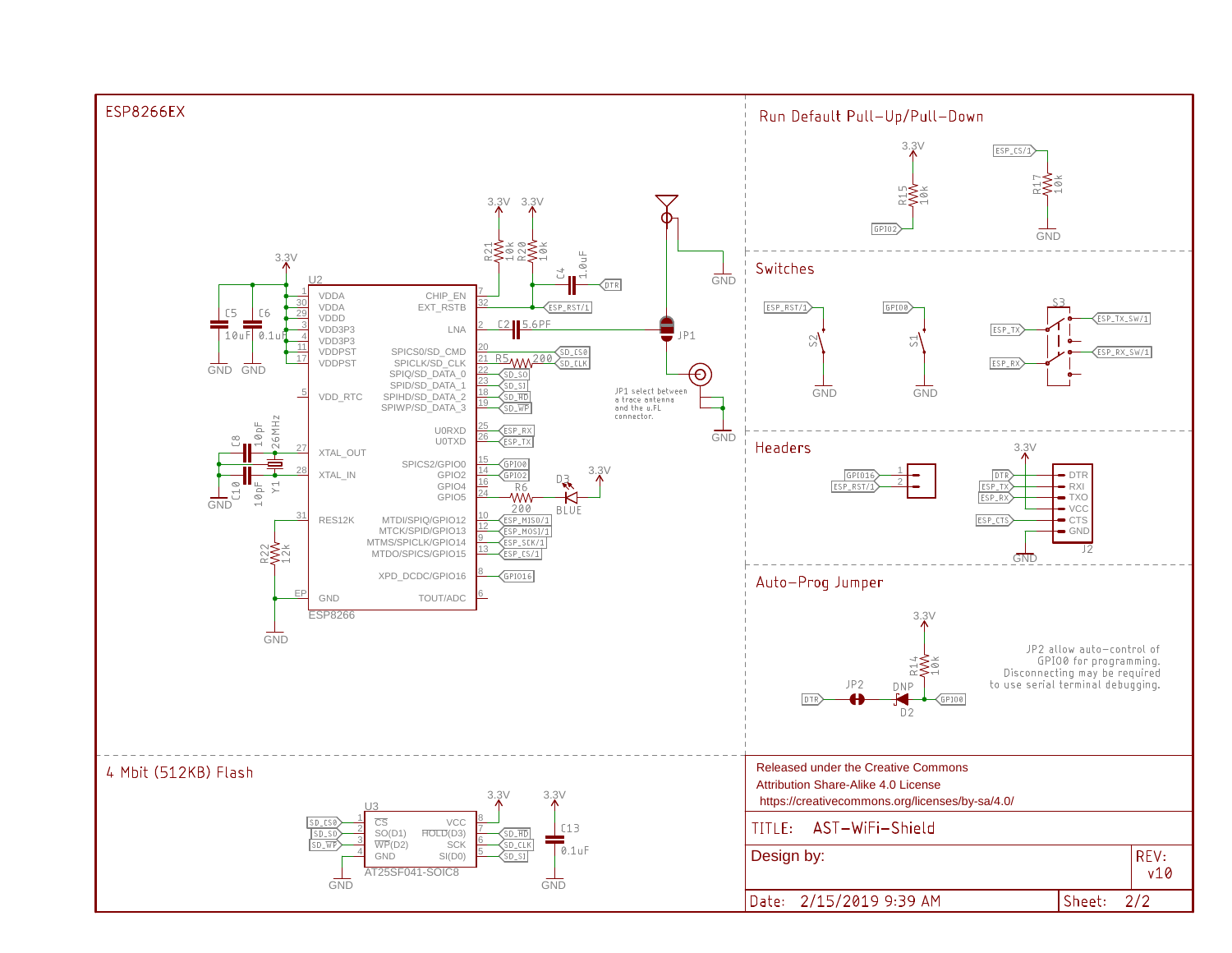## ESP8266EX

U2 — ESP8266

| Pin | Name | | Pin | Name |
|---|---|---|---|---|
| 1 | VDDA | | 7 | CHIP_EN |
| 30 | VDDA | | 32 | EXT_RSTB |
| 29 | VDDD | | 2 | LNA |
| 3 | VDD3P3 | | 20 | SPICS0/SD_CMD |
| 4 | VDD3P3 | | 21 | SPICLK/SD_CLK |
| 11 | VDDPST | | 22 | SPIQ/SD_DATA_0 |
| 17 | VDDPST | | 23 | SPID/SD_DATA_1 |
| 5 | VDD_RTC | | 18 | SPIHD/SD_DATA_2 |
| 27 | XTAL_OUT | | 19 | SPIWP/SD_DATA_3 |
| 28 | XTAL_IN | | 25 | U0RXD |
| 31 | RES12K | | 26 | U0TXD |
| EP | GND | | 15 | SPICS2/GPIO0 |
| | | | 14 | GPIO2 |
| | | | 16 | GPIO4 |
| | | | 24 | GPIO5 |
| | | | 10 | MTDI/SPIQ/GPIO12 |
| | | | 12 | MTCK/SPID/GPIO13 |
| | | | 9 | MTMS/SPICLK/GPIO14 |
| | | | 13 | MTDO/SPICS/GPIO15 |
| | | | 8 | XPD_DCDC/GPIO16 |
| | | | 6 | TOUT/ADC |

Components: C5 10uF, C6 0.1uF, C8 10pF, C10 10pF, Y1 26MHz, R22 12k, R21 10k, R20 10k, C4 1.0uF, C2 5.6PF, R5 200, R6 200, D3 BLUE, JP1

Net labels: 3.3V, GND, DTR, ESP_RST/1, SD_CS0, SD_CLK, SD_SO, SD_SI, SD_HD, SD_WP, ESP_RX, ESP_TX, GPIO0, GPIO2, ESP_MISO/1, ESP_MOSI/1, ESP_SCK/1, ESP_CS/1, GPIO16

JP1 select between a trace antenna and the u.FL connector.

## Run Default Pull-Up/Pull-Down

R15 10k (3.3V – GPIO2), R17 10k (ESP_CS/1 – GND)

## Switches

S2 (ESP_RST/1 – GND), S1 (GPIO0 – GND), S3 (ESP_TX – ESP_TX_SW/1, ESP_RX – ESP_RX_SW/1)

## Headers

| Pin | Signal |
|---|---|
| 1 | GPIO16 |
| 2 | ESP_RST/1 |

J2

| Pin | Signal |
|---|---|
| DTR | DTR |
| RXI | ESP_TX |
| TXO | ESP_RX |
| VCC | 3.3V |
| CTS | ESP_CTS |
| GND | GND |

## Auto-Prog Jumper

R14 10k, JP2, D2 DNP, DTR, GPIO0, 3.3V

JP2 allow auto-control of GPIO0 for programming. Disconnecting may be required to use serial terminal debugging.

## 4 Mbit (512KB) Flash

U3 — AT25SF041-SOIC8

| Pin | Name | | Pin | Name |
|---|---|---|---|---|
| 1 | CS | | 8 | VCC |
| 2 | SO(D1) | | 7 | HOLD(D3) |
| 3 | WP(D2) | | 6 | SCK |
| 4 | GND | | 5 | SI(D0) |

C13 0.1uF

Net labels: SD_CS0, SD_SO, SD_WP, SD_HD, SD_CLK, SD_SI, 3.3V, GND

Released under the Creative Commons Attribution Share-Alike 4.0 License https://creativecommons.org/licenses/by-sa/4.0/

TITLE: AST-WiFi-Shield

Design by:

REV: v10

Date: 2/15/2019 9:39 AM

Sheet: 2/2